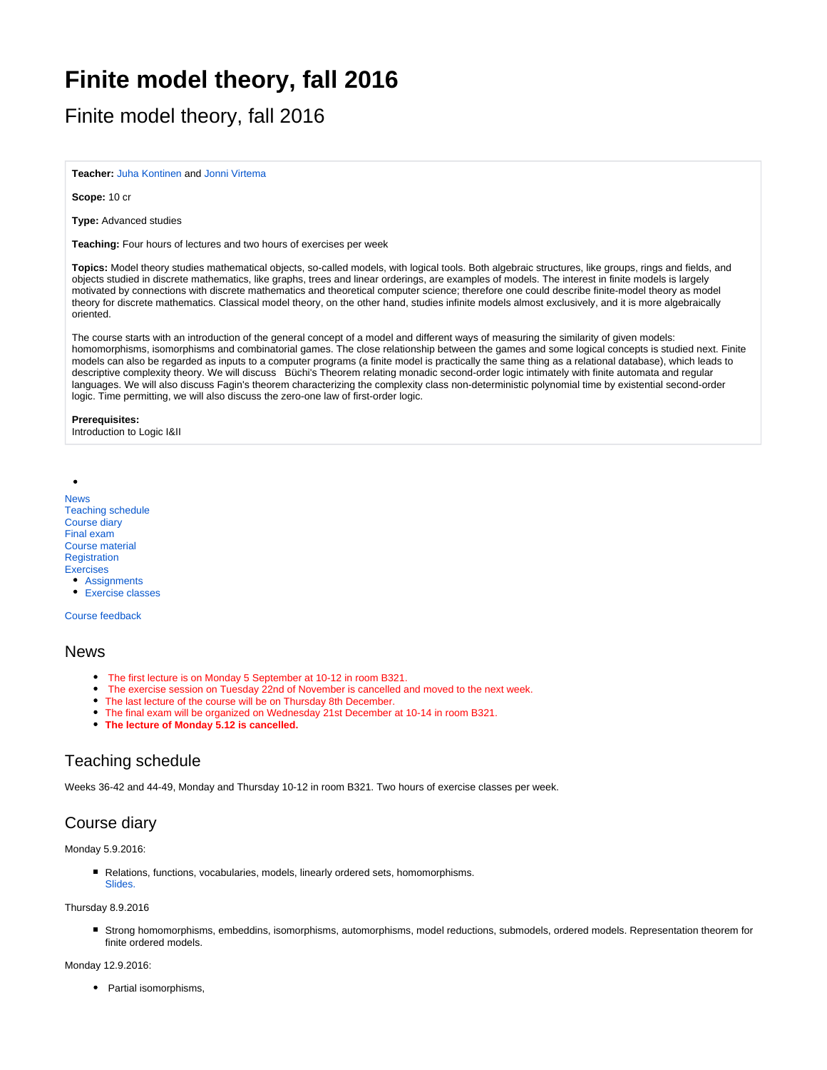# Finite model theory, fall 2016

## Finite model theory, fall 2016

**Teacher:** Juha Kontinen and Jonni Virtema

**Scope:** 10 cr

**Type:** Advanced studies

**Teaching:** Four hours of lectures and two hours of exercises per week

**Topics:** Model theory studies mathematical objects, so-called models, with logical tools. Both algebraic structures, like groups, rings and fields, and objects studied in discrete mathematics, like graphs, trees and linear orderings, are examples of models. The interest in finite models is largely motivated by connections with discrete mathematics and theoretical computer science; therefore one could describe finite-model theory as model theory for discrete mathematics. Classical model theory, on the other hand, studies infinite models almost exclusively, and it is more algebraically oriented.

The course starts with an introduction of the general concept of a model and different ways of measuring the similarity of given models: homomorphisms, isomorphisms and combinatorial games. The close relationship between the games and some logical concepts is studied next. Finite models can also be regarded as inputs to a computer programs (a finite model is practically the same thing as a relational database), which leads to descriptive complexity theory. We will discuss Büchi's Theorem relating monadic second-order logic intimately with finite automata and regular languages. We will also discuss Fagin's theorem characterizing the complexity class non-deterministic polynomial time by existential second-order logic. Time permitting, we will also discuss the zero-one law of first-order logic.

**Prerequisites:**
Introduction to Logic I&II

- News
- Teaching schedule
- Course diary
- Final exam
- Course material
- Registration
- Exercises
  - Assignments
  - Exercise classes
- Course feedback

## News

- The first lecture is on Monday 5 September at 10-12 in room B321.
- The exercise session on Tuesday 22nd of November is cancelled and moved to the next week.
- The last lecture of the course will be on Thursday 8th December.
- The final exam will be organized on Wednesday 21st December at 10-14 in room B321.
- **The lecture of Monday 5.12 is cancelled.**

## Teaching schedule

Weeks 36-42 and 44-49, Monday and Thursday 10-12 in room B321. Two hours of exercise classes per week.

## Course diary

Monday 5.9.2016:

- Relations, functions, vocabularies, models, linearly ordered sets, homomorphisms.
  Slides.

Thursday 8.9.2016

- Strong homomorphisms, embeddins, isomorphisms, automorphisms, model reductions, submodels, ordered models. Representation theorem for finite ordered models.

Monday 12.9.2016:

- Partial isomorphisms,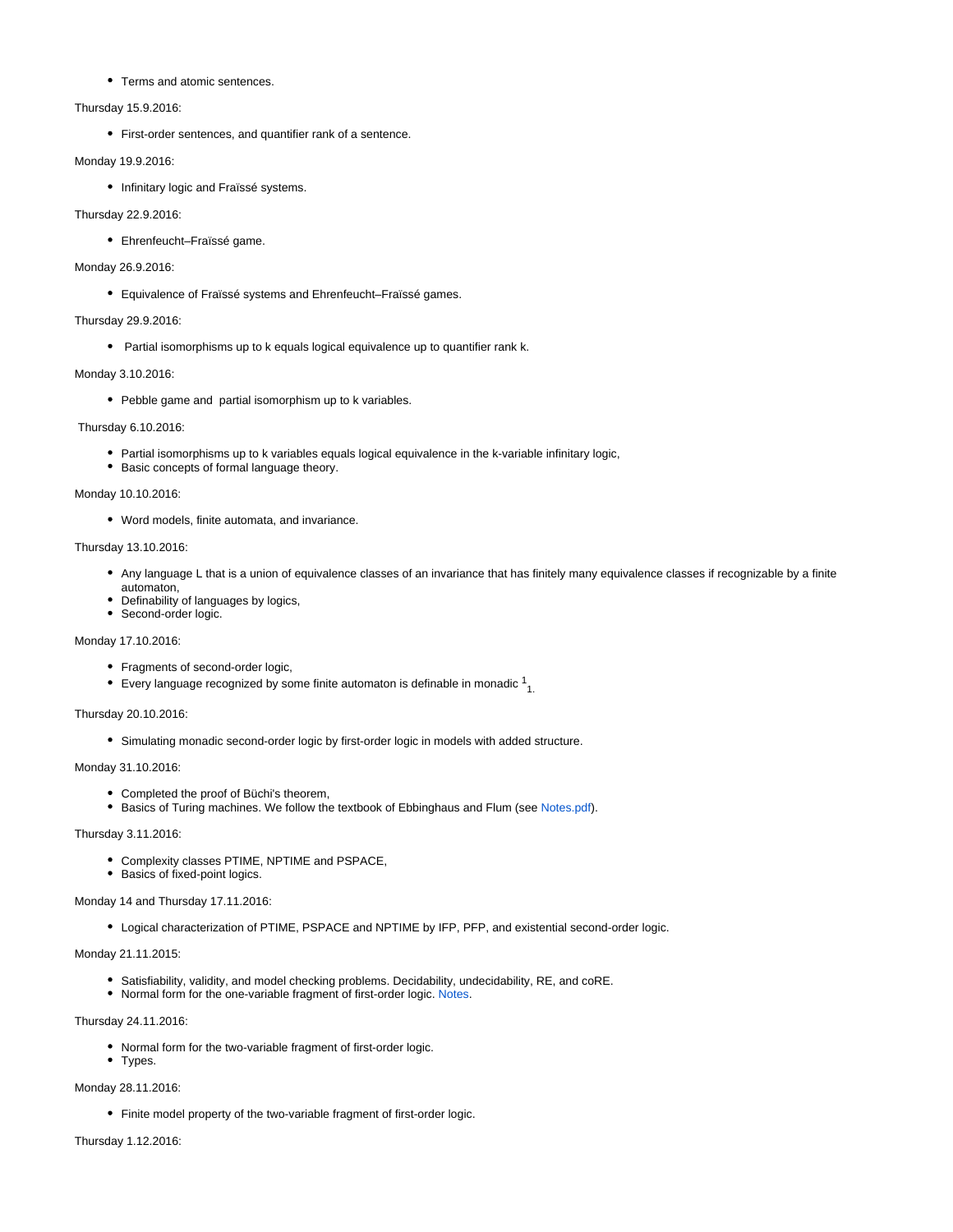- Terms and atomic sentences.

Thursday 15.9.2016:

- First-order sentences, and quantifier rank of a sentence.

Monday 19.9.2016:

- Infinitary logic and Fraïssé systems.

Thursday 22.9.2016:

- Ehrenfeucht–Fraïssé game.

Monday 26.9.2016:

- Equivalence of Fraïssé systems and Ehrenfeucht–Fraïssé games.

Thursday 29.9.2016:

- Partial isomorphisms up to k equals logical equivalence up to quantifier rank k.

Monday 3.10.2016:

- Pebble game and partial isomorphism up to k variables.

Thursday 6.10.2016:

- Partial isomorphisms up to k variables equals logical equivalence in the k-variable infinitary logic,
- Basic concepts of formal language theory.

Monday 10.10.2016:

- Word models, finite automata, and invariance.

Thursday 13.10.2016:

- Any language L that is a union of equivalence classes of an invariance that has finitely many equivalence classes if recognizable by a finite automaton,
- Definability of languages by logics,
- Second-order logic.

Monday 17.10.2016:

- Fragments of second-order logic,
- Every language recognized by some finite automaton is definable in monadic $^1_1$.

Thursday 20.10.2016:

- Simulating monadic second-order logic by first-order logic in models with added structure.

Monday 31.10.2016:

- Completed the proof of Büchi's theorem,
- Basics of Turing machines. We follow the textbook of Ebbinghaus and Flum (see Notes.pdf).

Thursday 3.11.2016:

- Complexity classes PTIME, NPTIME and PSPACE,
- Basics of fixed-point logics.

Monday 14 and Thursday 17.11.2016:

- Logical characterization of PTIME, PSPACE and NPTIME by IFP, PFP, and existential second-order logic.

Monday 21.11.2015:

- Satisfiability, validity, and model checking problems. Decidability, undecidability, RE, and coRE.
- Normal form for the one-variable fragment of first-order logic. Notes.

Thursday 24.11.2016:

- Normal form for the two-variable fragment of first-order logic.
- Types.

Monday 28.11.2016:

- Finite model property of the two-variable fragment of first-order logic.

Thursday 1.12.2016: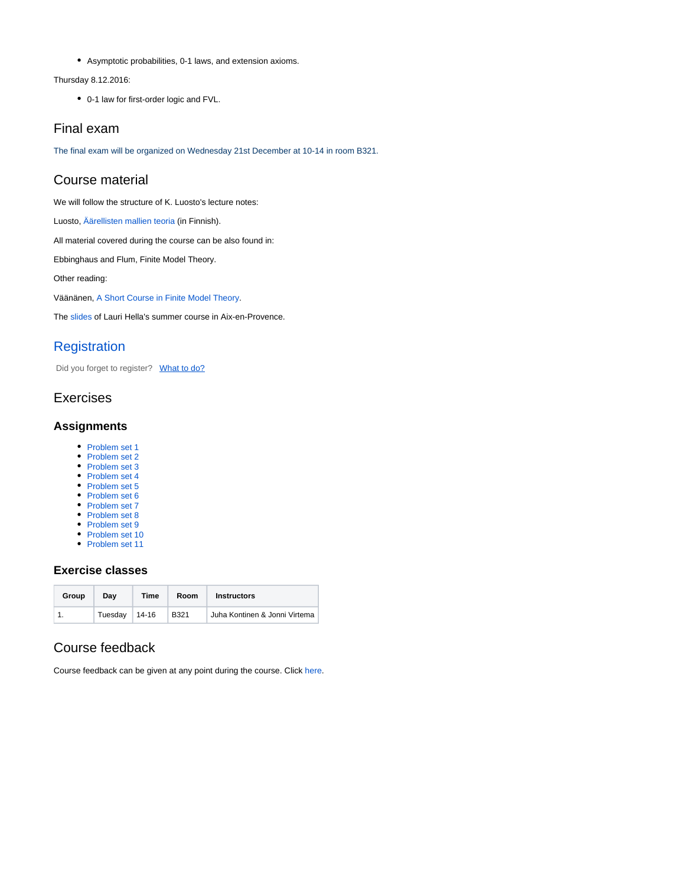- Asymptotic probabilities, 0-1 laws, and extension axioms.

Thursday 8.12.2016:

- 0-1 law for first-order logic and FVL.

## Final exam

The final exam will be organized on Wednesday 21st December at 10-14 in room B321.

## Course material

We will follow the structure of K. Luosto's lecture notes:

Luosto, Äärellisten mallien teoria (in Finnish).

All material covered during the course can be also found in:

Ebbinghaus and Flum, Finite Model Theory.

Other reading:

Väänänen, A Short Course in Finite Model Theory.

The slides of Lauri Hella's summer course in Aix-en-Provence.

## Registration

Did you forget to register? What to do?

## Exercises

### Assignments

- Problem set 1
- Problem set 2
- Problem set 3
- Problem set 4
- Problem set 5
- Problem set 6
- Problem set 7
- Problem set 8
- Problem set 9
- Problem set 10
- Problem set 11

### Exercise classes

| Group | Day | Time | Room | Instructors |
|---|---|---|---|---|
| 1. | Tuesday | 14-16 | B321 | Juha Kontinen & Jonni Virtema |

## Course feedback

Course feedback can be given at any point during the course. Click here.